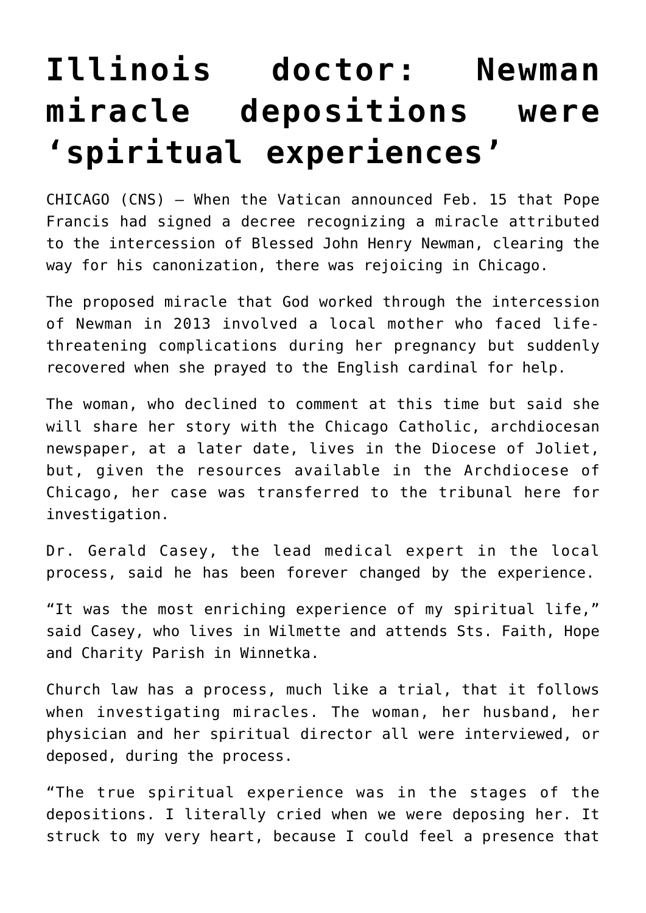# Illinois doctor: Newman miracle depositions were 'spiritual experiences'

CHICAGO (CNS) — When the Vatican announced Feb. 15 that Pope Francis had signed a decree recognizing a miracle attributed to the intercession of Blessed John Henry Newman, clearing the way for his canonization, there was rejoicing in Chicago.

The proposed miracle that God worked through the intercession of Newman in 2013 involved a local mother who faced life-threatening complications during her pregnancy but suddenly recovered when she prayed to the English cardinal for help.

The woman, who declined to comment at this time but said she will share her story with the Chicago Catholic, archdiocesan newspaper, at a later date, lives in the Diocese of Joliet, but, given the resources available in the Archdiocese of Chicago, her case was transferred to the tribunal here for investigation.

Dr. Gerald Casey, the lead medical expert in the local process, said he has been forever changed by the experience.

"It was the most enriching experience of my spiritual life," said Casey, who lives in Wilmette and attends Sts. Faith, Hope and Charity Parish in Winnetka.

Church law has a process, much like a trial, that it follows when investigating miracles. The woman, her husband, her physician and her spiritual director all were interviewed, or deposed, during the process.

"The true spiritual experience was in the stages of the depositions. I literally cried when we were deposing her. It struck to my very heart, because I could feel a presence that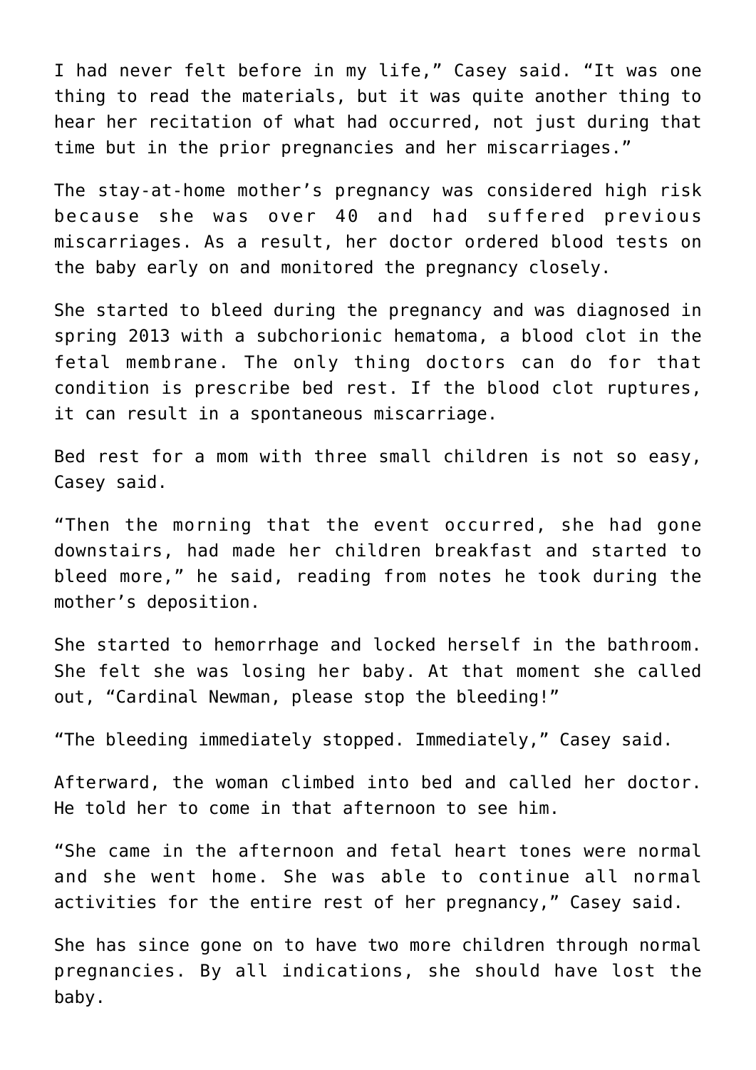I had never felt before in my life," Casey said. "It was one thing to read the materials, but it was quite another thing to hear her recitation of what had occurred, not just during that time but in the prior pregnancies and her miscarriages."

The stay-at-home mother's pregnancy was considered high risk because she was over 40 and had suffered previous miscarriages. As a result, her doctor ordered blood tests on the baby early on and monitored the pregnancy closely.

She started to bleed during the pregnancy and was diagnosed in spring 2013 with a subchorionic hematoma, a blood clot in the fetal membrane. The only thing doctors can do for that condition is prescribe bed rest. If the blood clot ruptures, it can result in a spontaneous miscarriage.

Bed rest for a mom with three small children is not so easy, Casey said.

"Then the morning that the event occurred, she had gone downstairs, had made her children breakfast and started to bleed more," he said, reading from notes he took during the mother's deposition.

She started to hemorrhage and locked herself in the bathroom. She felt she was losing her baby. At that moment she called out, "Cardinal Newman, please stop the bleeding!"

"The bleeding immediately stopped. Immediately," Casey said.

Afterward, the woman climbed into bed and called her doctor. He told her to come in that afternoon to see him.

"She came in the afternoon and fetal heart tones were normal and she went home. She was able to continue all normal activities for the entire rest of her pregnancy," Casey said.

She has since gone on to have two more children through normal pregnancies. By all indications, she should have lost the baby.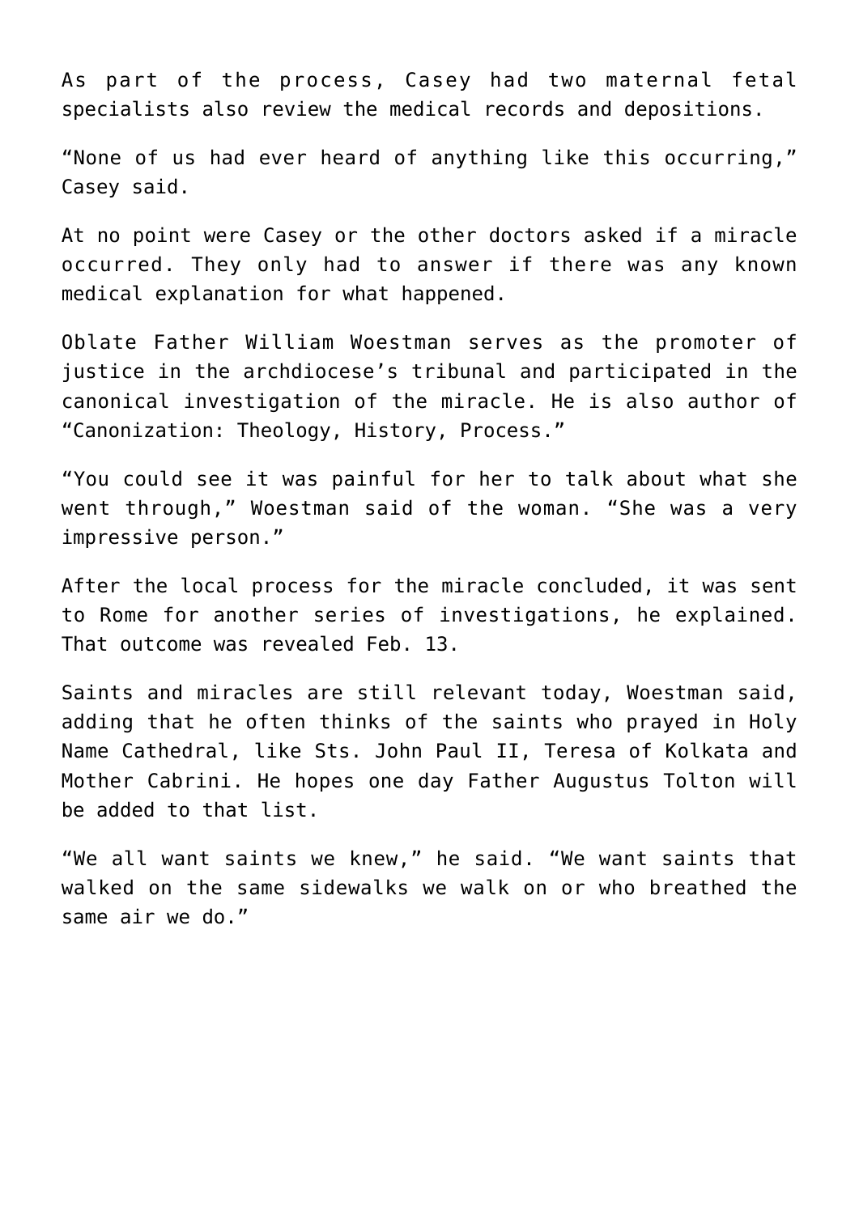As part of the process, Casey had two maternal fetal specialists also review the medical records and depositions.

“None of us had ever heard of anything like this occurring,” Casey said.

At no point were Casey or the other doctors asked if a miracle occurred. They only had to answer if there was any known medical explanation for what happened.

Oblate Father William Woestman serves as the promoter of justice in the archdiocese’s tribunal and participated in the canonical investigation of the miracle. He is also author of “Canonization: Theology, History, Process.”

“You could see it was painful for her to talk about what she went through,” Woestman said of the woman. “She was a very impressive person.”

After the local process for the miracle concluded, it was sent to Rome for another series of investigations, he explained. That outcome was revealed Feb. 13.

Saints and miracles are still relevant today, Woestman said, adding that he often thinks of the saints who prayed in Holy Name Cathedral, like Sts. John Paul II, Teresa of Kolkata and Mother Cabrini. He hopes one day Father Augustus Tolton will be added to that list.

“We all want saints we knew,” he said. “We want saints that walked on the same sidewalks we walk on or who breathed the same air we do.”